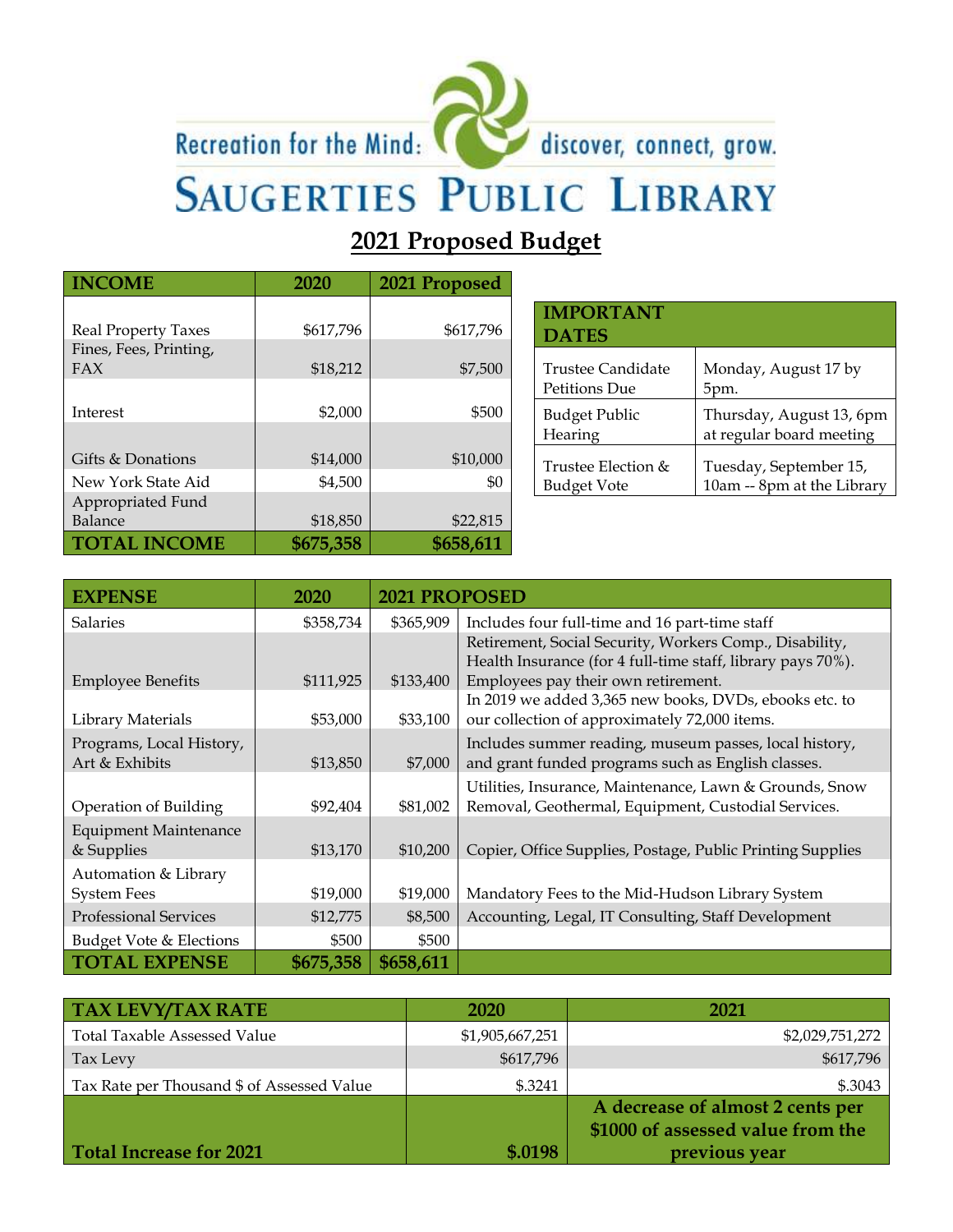Recreation for the Mind: discover, connect, grow.

# SAUGERTIES PUBLIC LIBRARY

## 2021 Proposed Budget

| INCOME | 2020 | 2021 Proposed |
|---|---|---|
| Real Property Taxes | $617,796 | $617,796 |
| Fines, Fees, Printing, FAX | $18,212 | $7,500 |
| Interest | $2,000 | $500 |
| Gifts & Donations | $14,000 | $10,000 |
| New York State Aid | $4,500 | $0 |
| Appropriated Fund Balance | $18,850 | $22,815 |
| **TOTAL INCOME** | **$675,358** | **$658,611** |

| IMPORTANT DATES | |
|---|---|
| Trustee Candidate Petitions Due | Monday, August 17 by 5pm. |
| Budget Public Hearing | Thursday, August 13, 6pm at regular board meeting |
| Trustee Election & Budget Vote | Tuesday, September 15, 10am -- 8pm at the Library |

| EXPENSE | 2020 | 2021 PROPOSED | |
|---|---|---|---|
| Salaries | $358,734 | $365,909 | Includes four full-time and 16 part-time staff |
| Employee Benefits | $111,925 | $133,400 | Retirement, Social Security, Workers Comp., Disability, Health Insurance (for 4 full-time staff, library pays 70%). Employees pay their own retirement. |
| Library Materials | $53,000 | $33,100 | In 2019 we added 3,365 new books, DVDs, ebooks etc. to our collection of approximately 72,000 items. |
| Programs, Local History, Art & Exhibits | $13,850 | $7,000 | Includes summer reading, museum passes, local history, and grant funded programs such as English classes. |
| Operation of Building | $92,404 | $81,002 | Utilities, Insurance, Maintenance, Lawn & Grounds, Snow Removal, Geothermal, Equipment, Custodial Services. |
| Equipment Maintenance & Supplies | $13,170 | $10,200 | Copier, Office Supplies, Postage, Public Printing Supplies |
| Automation & Library System Fees | $19,000 | $19,000 | Mandatory Fees to the Mid-Hudson Library System |
| Professional Services | $12,775 | $8,500 | Accounting, Legal, IT Consulting, Staff Development |
| Budget Vote & Elections | $500 | $500 | |
| **TOTAL EXPENSE** | **$675,358** | **$658,611** | |

| TAX LEVY/TAX RATE | 2020 | 2021 |
|---|---|---|
| Total Taxable Assessed Value | $1,905,667,251 | $2,029,751,272 |
| Tax Levy | $617,796 | $617,796 |
| Tax Rate per Thousand $ of Assessed Value | $.3241 | $.3043 |
| **Total Increase for 2021** | **$.0198** | **A decrease of almost 2 cents per $1000 of assessed value from the previous year** |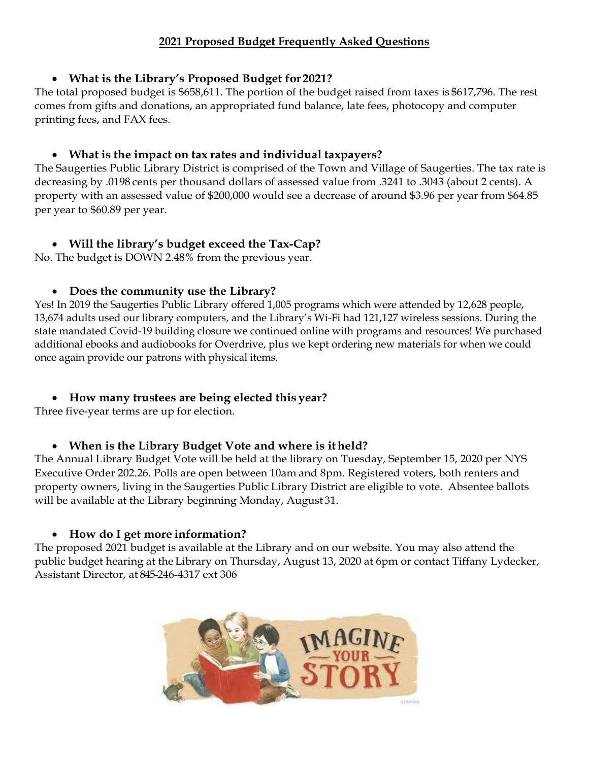## 2021 Proposed Budget Frequently Asked Questions

- **What is the Library's Proposed Budget for 2021?**

The total proposed budget is $658,611. The portion of the budget raised from taxes is $617,796. The rest comes from gifts and donations, an appropriated fund balance, late fees, photocopy and computer printing fees, and FAX fees.

- **What is the impact on tax rates and individual taxpayers?**

The Saugerties Public Library District is comprised of the Town and Village of Saugerties. The tax rate is decreasing by .0198 cents per thousand dollars of assessed value from .3241 to .3043 (about 2 cents). A property with an assessed value of $200,000 would see a decrease of around $3.96 per year from $64.85 per year to $60.89 per year.

- **Will the library's budget exceed the Tax-Cap?**

No. The budget is DOWN 2.48% from the previous year.

- **Does the community use the Library?**

Yes! In 2019 the Saugerties Public Library offered 1,005 programs which were attended by 12,628 people, 13,674 adults used our library computers, and the Library's Wi-Fi had 121,127 wireless sessions. During the state mandated Covid-19 building closure we continued online with programs and resources! We purchased additional ebooks and audiobooks for Overdrive, plus we kept ordering new materials for when we could once again provide our patrons with physical items.

- **How many trustees are being elected this year?**

Three five-year terms are up for election.

- **When is the Library Budget Vote and where is it held?**

The Annual Library Budget Vote will be held at the library on Tuesday, September 15, 2020 per NYS Executive Order 202.26. Polls are open between 10am and 8pm. Registered voters, both renters and property owners, living in the Saugerties Public Library District are eligible to vote. Absentee ballots will be available at the Library beginning Monday, August 31.

- **How do I get more information?**

The proposed 2021 budget is available at the Library and on our website. You may also attend the public budget hearing at the Library on Thursday, August 13, 2020 at 6pm or contact Tiffany Lydecker, Assistant Director, at 845-246-4317 ext 306